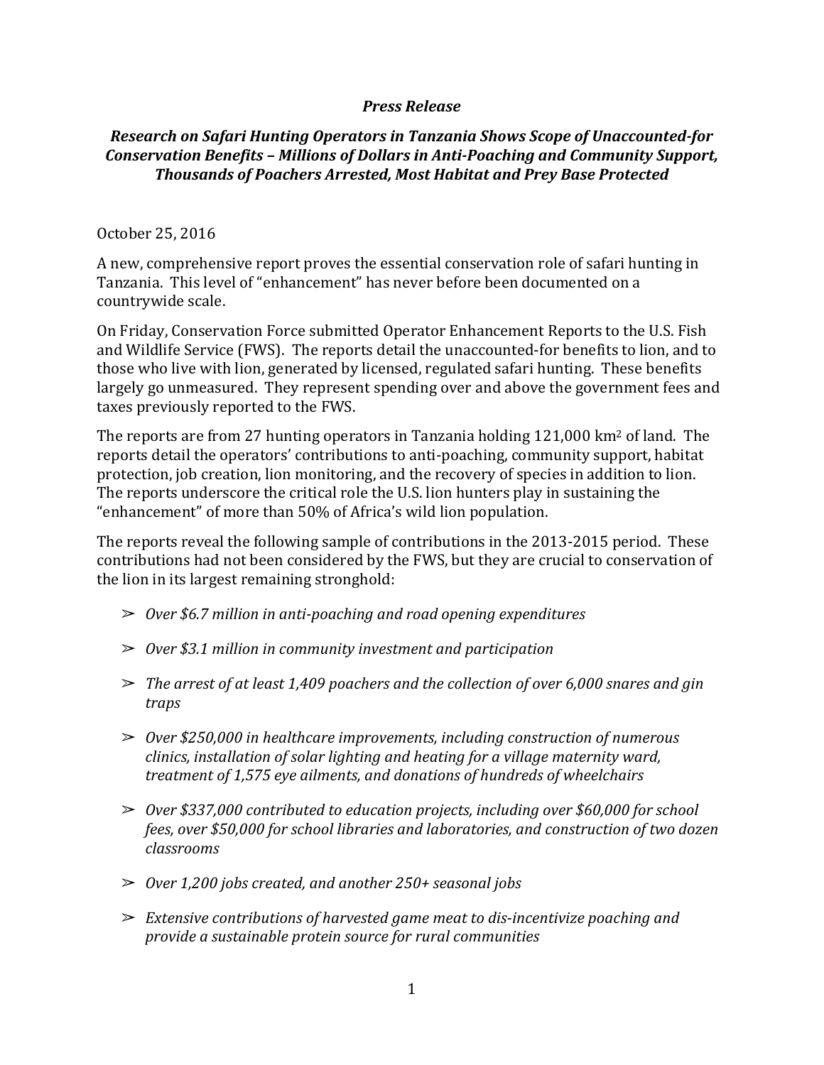***Press Release***

***Research on Safari Hunting Operators in Tanzania Shows Scope of Unaccounted-for Conservation Benefits – Millions of Dollars in Anti-Poaching and Community Support, Thousands of Poachers Arrested, Most Habitat and Prey Base Protected***

October 25, 2016

A new, comprehensive report proves the essential conservation role of safari hunting in Tanzania. This level of "enhancement" has never before been documented on a countrywide scale.

On Friday, Conservation Force submitted Operator Enhancement Reports to the U.S. Fish and Wildlife Service (FWS). The reports detail the unaccounted-for benefits to lion, and to those who live with lion, generated by licensed, regulated safari hunting. These benefits largely go unmeasured. They represent spending over and above the government fees and taxes previously reported to the FWS.

The reports are from 27 hunting operators in Tanzania holding 121,000 km$^2$ of land. The reports detail the operators' contributions to anti-poaching, community support, habitat protection, job creation, lion monitoring, and the recovery of species in addition to lion. The reports underscore the critical role the U.S. lion hunters play in sustaining the "enhancement" of more than 50% of Africa's wild lion population.

The reports reveal the following sample of contributions in the 2013-2015 period. These contributions had not been considered by the FWS, but they are crucial to conservation of the lion in its largest remaining stronghold:

- *Over $6.7 million in anti-poaching and road opening expenditures*
- *Over $3.1 million in community investment and participation*
- *The arrest of at least 1,409 poachers and the collection of over 6,000 snares and gin traps*
- *Over $250,000 in healthcare improvements, including construction of numerous clinics, installation of solar lighting and heating for a village maternity ward, treatment of 1,575 eye ailments, and donations of hundreds of wheelchairs*
- *Over $337,000 contributed to education projects, including over $60,000 for school fees, over $50,000 for school libraries and laboratories, and construction of two dozen classrooms*
- *Over 1,200 jobs created, and another 250+ seasonal jobs*
- *Extensive contributions of harvested game meat to dis-incentivize poaching and provide a sustainable protein source for rural communities*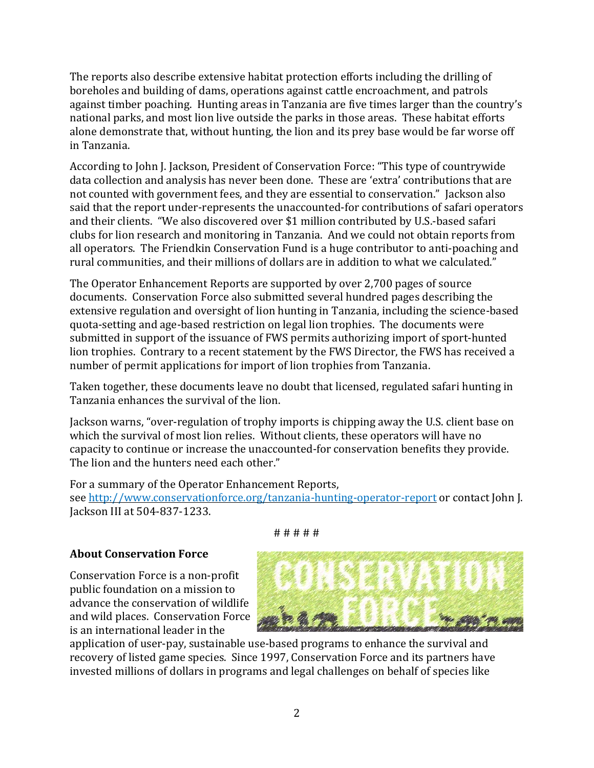The reports also describe extensive habitat protection efforts including the drilling of boreholes and building of dams, operations against cattle encroachment, and patrols against timber poaching. Hunting areas in Tanzania are five times larger than the country's national parks, and most lion live outside the parks in those areas. These habitat efforts alone demonstrate that, without hunting, the lion and its prey base would be far worse off in Tanzania.

According to John J. Jackson, President of Conservation Force: "This type of countrywide data collection and analysis has never been done. These are 'extra' contributions that are not counted with government fees, and they are essential to conservation." Jackson also said that the report under-represents the unaccounted-for contributions of safari operators and their clients. "We also discovered over $1 million contributed by U.S.-based safari clubs for lion research and monitoring in Tanzania. And we could not obtain reports from all operators. The Friendkin Conservation Fund is a huge contributor to anti-poaching and rural communities, and their millions of dollars are in addition to what we calculated."

The Operator Enhancement Reports are supported by over 2,700 pages of source documents. Conservation Force also submitted several hundred pages describing the extensive regulation and oversight of lion hunting in Tanzania, including the science-based quota-setting and age-based restriction on legal lion trophies. The documents were submitted in support of the issuance of FWS permits authorizing import of sport-hunted lion trophies. Contrary to a recent statement by the FWS Director, the FWS has received a number of permit applications for import of lion trophies from Tanzania.

Taken together, these documents leave no doubt that licensed, regulated safari hunting in Tanzania enhances the survival of the lion.

Jackson warns, "over-regulation of trophy imports is chipping away the U.S. client base on which the survival of most lion relies. Without clients, these operators will have no capacity to continue or increase the unaccounted-for conservation benefits they provide. The lion and the hunters need each other."

For a summary of the Operator Enhancement Reports, see [http://www.conservationforce.org/tanzania-hunting-operator-report](http://www.conservationforce.org/tanzania-hunting-operator-report) or contact John J. Jackson III at 504-837-1233.

# # # # #

**About Conservation Force**

Conservation Force is a non-profit public foundation on a mission to advance the conservation of wildlife and wild places. Conservation Force is an international leader in the application of user-pay, sustainable use-based programs to enhance the survival and recovery of listed game species. Since 1997, Conservation Force and its partners have invested millions of dollars in programs and legal challenges on behalf of species like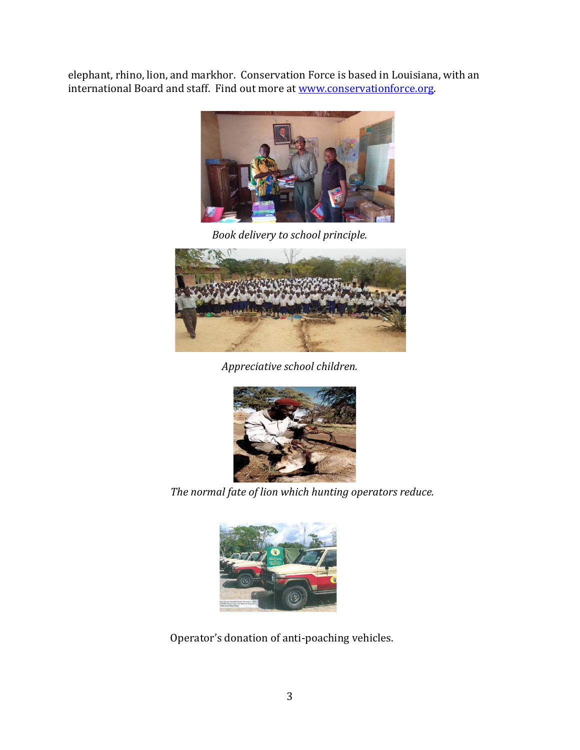elephant, rhino, lion, and markhor. Conservation Force is based in Louisiana, with an international Board and staff. Find out more at [www.conservationforce.org](http://www.conservationforce.org).

*Book delivery to school principle.*

*Appreciative school children.*

*The normal fate of lion which hunting operators reduce.*

Operator's donation of anti-poaching vehicles.